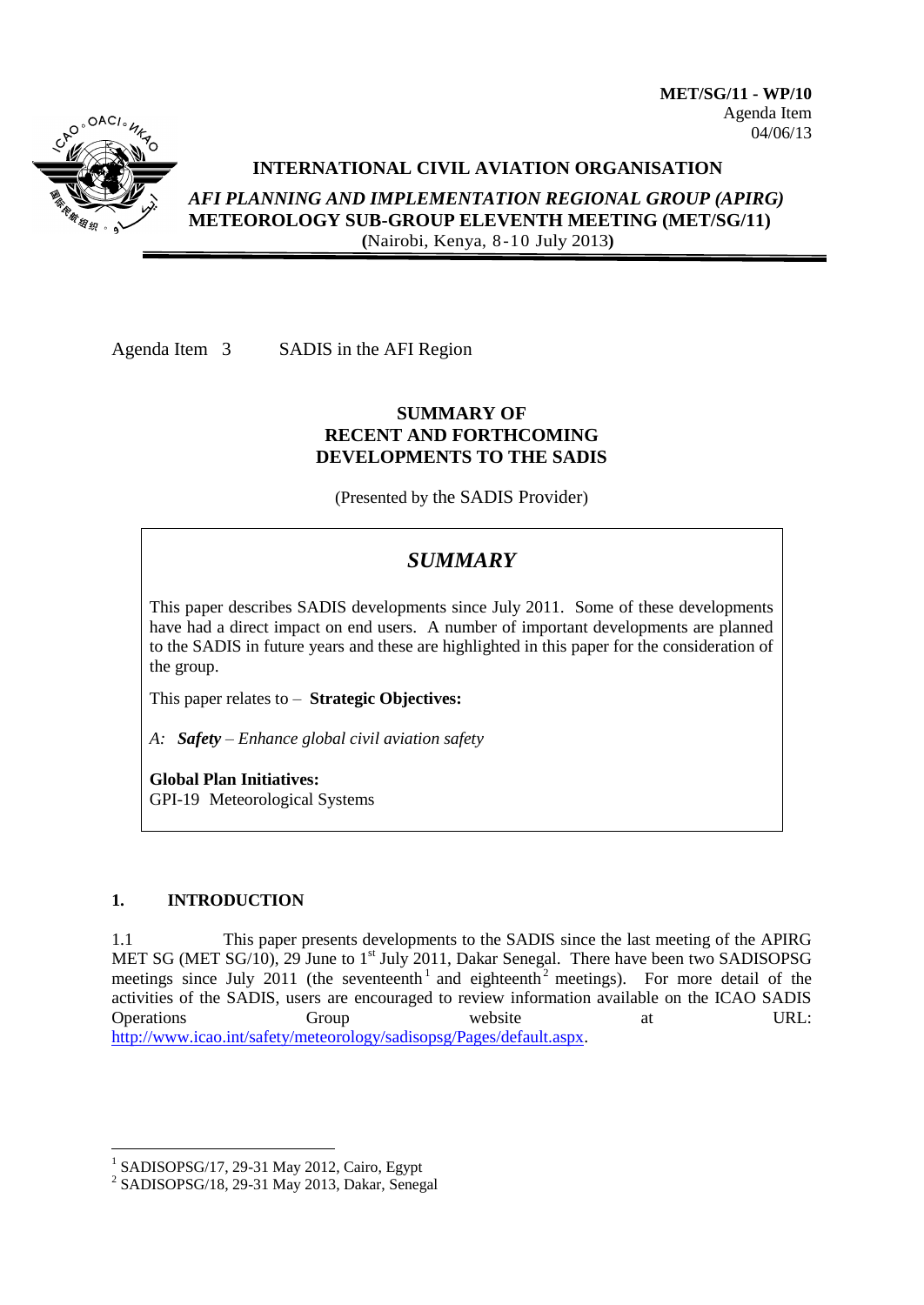**MET/SG/11 - WP/10**
Agenda Item
04/06/13

**INTERNATIONAL CIVIL AVIATION ORGANISATION**

***AFI PLANNING AND IMPLEMENTATION REGIONAL GROUP (APIRG)***
**METEOROLOGY SUB-GROUP ELEVENTH MEETING (MET/SG/11)**
**(**Nairobi, Kenya, 8-10 July 2013**)**

Agenda Item 3 SADIS in the AFI Region

## SUMMARY OF RECENT AND FORTHCOMING DEVELOPMENTS TO THE SADIS

(Presented by the SADIS Provider)

> ## *SUMMARY*
>
> This paper describes SADIS developments since July 2011. Some of these developments have had a direct impact on end users. A number of important developments are planned to the SADIS in future years and these are highlighted in this paper for the consideration of the group.
>
> This paper relates to – **Strategic Objectives:**
>
> *A: **Safety** – Enhance global civil aviation safety*
>
> **Global Plan Initiatives:**
> GPI-19 Meteorological Systems

## 1. INTRODUCTION

1.1 This paper presents developments to the SADIS since the last meeting of the APIRG MET SG (MET SG/10), 29 June to 1st July 2011, Dakar Senegal. There have been two SADISOPSG meetings since July 2011 (the seventeenth[1] and eighteenth[2] meetings). For more detail of the activities of the SADIS, users are encouraged to review information available on the ICAO SADIS Operations Group website at URL: http://www.icao.int/safety/meteorology/sadisopsg/Pages/default.aspx.

[1] SADISOPSG/17, 29-31 May 2012, Cairo, Egypt
[2] SADISOPSG/18, 29-31 May 2013, Dakar, Senegal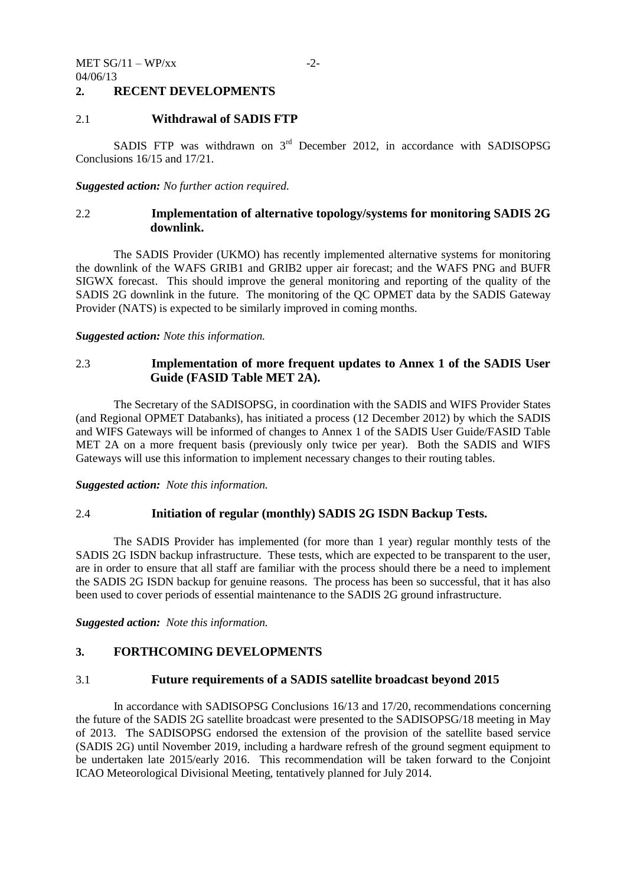## 2. RECENT DEVELOPMENTS

### 2.1 Withdrawal of SADIS FTP

SADIS FTP was withdrawn on 3rd December 2012, in accordance with SADISOPSG Conclusions 16/15 and 17/21.

***Suggested action:*** *No further action required.*

### 2.2 Implementation of alternative topology/systems for monitoring SADIS 2G downlink.

The SADIS Provider (UKMO) has recently implemented alternative systems for monitoring the downlink of the WAFS GRIB1 and GRIB2 upper air forecast; and the WAFS PNG and BUFR SIGWX forecast. This should improve the general monitoring and reporting of the quality of the SADIS 2G downlink in the future. The monitoring of the QC OPMET data by the SADIS Gateway Provider (NATS) is expected to be similarly improved in coming months.

***Suggested action:*** *Note this information.*

### 2.3 Implementation of more frequent updates to Annex 1 of the SADIS User Guide (FASID Table MET 2A).

The Secretary of the SADISOPSG, in coordination with the SADIS and WIFS Provider States (and Regional OPMET Databanks), has initiated a process (12 December 2012) by which the SADIS and WIFS Gateways will be informed of changes to Annex 1 of the SADIS User Guide/FASID Table MET 2A on a more frequent basis (previously only twice per year). Both the SADIS and WIFS Gateways will use this information to implement necessary changes to their routing tables.

***Suggested action:*** *Note this information.*

### 2.4 Initiation of regular (monthly) SADIS 2G ISDN Backup Tests.

The SADIS Provider has implemented (for more than 1 year) regular monthly tests of the SADIS 2G ISDN backup infrastructure. These tests, which are expected to be transparent to the user, are in order to ensure that all staff are familiar with the process should there be a need to implement the SADIS 2G ISDN backup for genuine reasons. The process has been so successful, that it has also been used to cover periods of essential maintenance to the SADIS 2G ground infrastructure.

***Suggested action:*** *Note this information.*

## 3. FORTHCOMING DEVELOPMENTS

### 3.1 Future requirements of a SADIS satellite broadcast beyond 2015

In accordance with SADISOPSG Conclusions 16/13 and 17/20, recommendations concerning the future of the SADIS 2G satellite broadcast were presented to the SADISOPSG/18 meeting in May of 2013. The SADISOPSG endorsed the extension of the provision of the satellite based service (SADIS 2G) until November 2019, including a hardware refresh of the ground segment equipment to be undertaken late 2015/early 2016. This recommendation will be taken forward to the Conjoint ICAO Meteorological Divisional Meeting, tentatively planned for July 2014.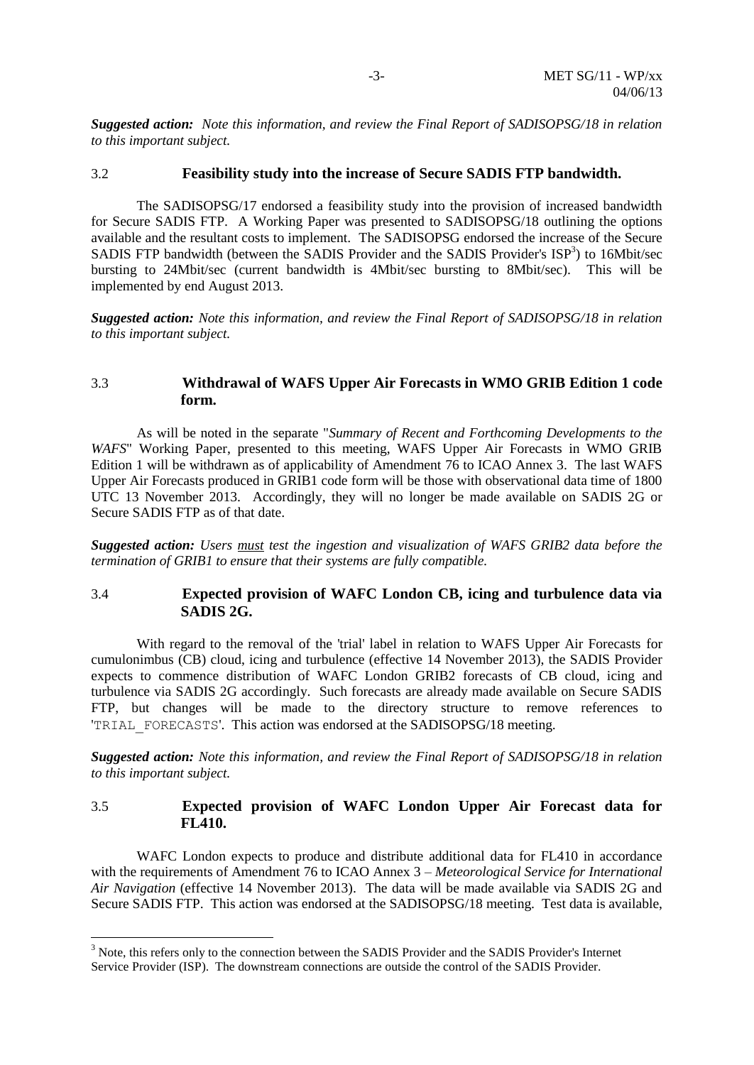*Suggested action: Note this information, and review the Final Report of SADISOPSG/18 in relation to this important subject.*

### 3.2 Feasibility study into the increase of Secure SADIS FTP bandwidth.

The SADISOPSG/17 endorsed a feasibility study into the provision of increased bandwidth for Secure SADIS FTP. A Working Paper was presented to SADISOPSG/18 outlining the options available and the resultant costs to implement. The SADISOPSG endorsed the increase of the Secure SADIS FTP bandwidth (between the SADIS Provider and the SADIS Provider's ISP[3]) to 16Mbit/sec bursting to 24Mbit/sec (current bandwidth is 4Mbit/sec bursting to 8Mbit/sec). This will be implemented by end August 2013.

*Suggested action: Note this information, and review the Final Report of SADISOPSG/18 in relation to this important subject.*

### 3.3 Withdrawal of WAFS Upper Air Forecasts in WMO GRIB Edition 1 code form.

As will be noted in the separate "*Summary of Recent and Forthcoming Developments to the WAFS*" Working Paper, presented to this meeting, WAFS Upper Air Forecasts in WMO GRIB Edition 1 will be withdrawn as of applicability of Amendment 76 to ICAO Annex 3. The last WAFS Upper Air Forecasts produced in GRIB1 code form will be those with observational data time of 1800 UTC 13 November 2013. Accordingly, they will no longer be made available on SADIS 2G or Secure SADIS FTP as of that date.

*Suggested action: Users <u>must</u> test the ingestion and visualization of WAFS GRIB2 data before the termination of GRIB1 to ensure that their systems are fully compatible.*

### 3.4 Expected provision of WAFC London CB, icing and turbulence data via SADIS 2G.

With regard to the removal of the 'trial' label in relation to WAFS Upper Air Forecasts for cumulonimbus (CB) cloud, icing and turbulence (effective 14 November 2013), the SADIS Provider expects to commence distribution of WAFC London GRIB2 forecasts of CB cloud, icing and turbulence via SADIS 2G accordingly. Such forecasts are already made available on Secure SADIS FTP, but changes will be made to the directory structure to remove references to '`TRIAL_FORECASTS`'. This action was endorsed at the SADISOPSG/18 meeting.

*Suggested action: Note this information, and review the Final Report of SADISOPSG/18 in relation to this important subject.*

### 3.5 Expected provision of WAFC London Upper Air Forecast data for FL410.

WAFC London expects to produce and distribute additional data for FL410 in accordance with the requirements of Amendment 76 to ICAO Annex 3 – *Meteorological Service for International Air Navigation* (effective 14 November 2013). The data will be made available via SADIS 2G and Secure SADIS FTP. This action was endorsed at the SADISOPSG/18 meeting. Test data is available,

---

[3] Note, this refers only to the connection between the SADIS Provider and the SADIS Provider's Internet Service Provider (ISP). The downstream connections are outside the control of the SADIS Provider.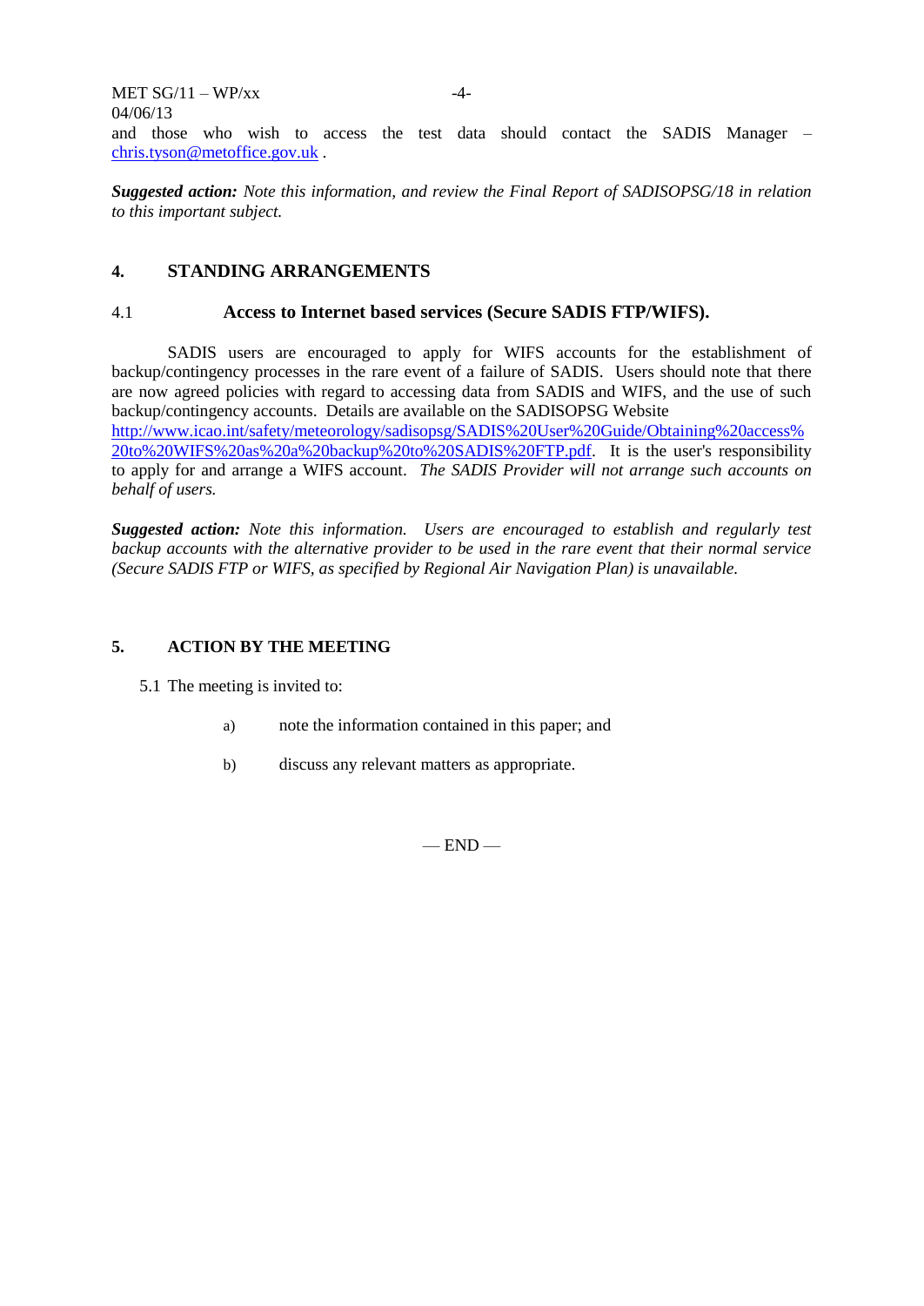and those who wish to access the test data should contact the SADIS Manager – chris.tyson@metoffice.gov.uk .

***Suggested action:*** *Note this information, and review the Final Report of SADISOPSG/18 in relation to this important subject.*

## 4. STANDING ARRANGEMENTS

### 4.1 Access to Internet based services (Secure SADIS FTP/WIFS).

SADIS users are encouraged to apply for WIFS accounts for the establishment of backup/contingency processes in the rare event of a failure of SADIS. Users should note that there are now agreed policies with regard to accessing data from SADIS and WIFS, and the use of such backup/contingency accounts. Details are available on the SADISOPSG Website http://www.icao.int/safety/meteorology/sadisopsg/SADIS%20User%20Guide/Obtaining%20access%20to%20WIFS%20as%20a%20backup%20to%20SADIS%20FTP.pdf. It is the user's responsibility to apply for and arrange a WIFS account. *The SADIS Provider will not arrange such accounts on behalf of users.*

***Suggested action:*** *Note this information. Users are encouraged to establish and regularly test backup accounts with the alternative provider to be used in the rare event that their normal service (Secure SADIS FTP or WIFS, as specified by Regional Air Navigation Plan) is unavailable.*

## 5. ACTION BY THE MEETING

5.1 The meeting is invited to:

a) note the information contained in this paper; and

b) discuss any relevant matters as appropriate.

— END —